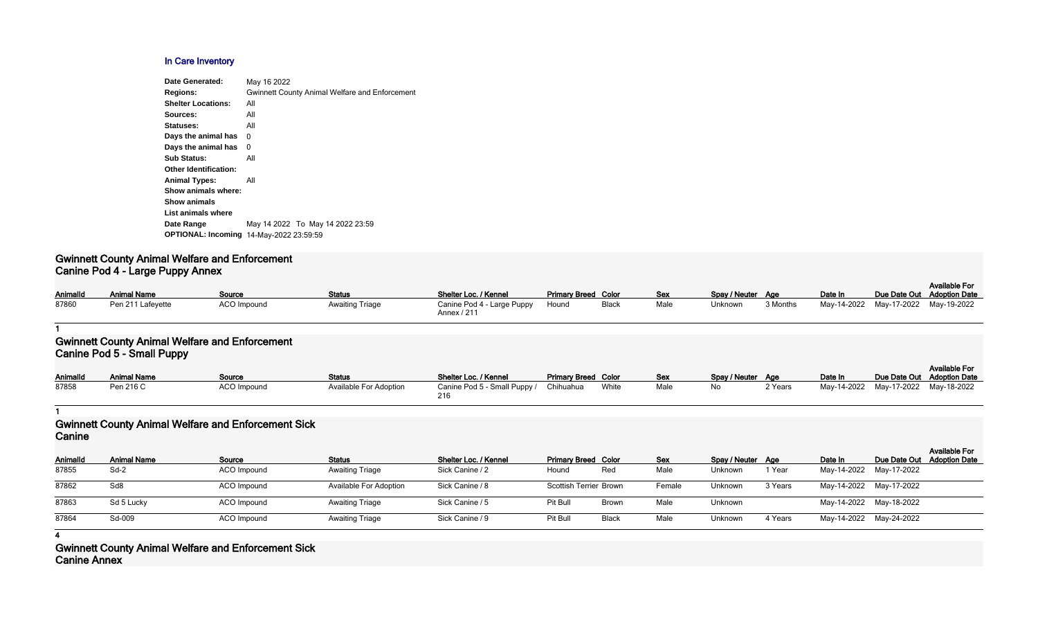## In Care Inventory

**Date Generated:** May 16 2022
**Regions:** Gwinnett County Animal Welfare and Enforcement
**Shelter Locations:** All
**Sources:** All
**Statuses:** All
**Days the animal has** 0
**Days the animal has** 0
**Sub Status:** All
**Other Identification:**
**Animal Types:** All
**Show animals where:**
**Show animals**
**List animals where**
**Date Range** May 14 2022 To May 14 2022 23:59
**OPTIONAL: Incoming** 14-May-2022 23:59:59

### Gwinnett County Animal Welfare and Enforcement Canine Pod 4 - Large Puppy Annex

| AnimalId | Animal Name | Source | Status | Shelter Loc. / Kennel | Primary Breed | Color | Sex | Spay / Neuter | Age | Date In | Due Date Out | Available For Adoption Date |
|---|---|---|---|---|---|---|---|---|---|---|---|---|
| 87860 | Pen 211 Lafeyette | ACO Impound | Awaiting Triage | Canine Pod 4 - Large Puppy Annex / 211 | Hound | Black | Male | Unknown | 3 Months | May-14-2022 | May-17-2022 | May-19-2022 |

**1**

### Gwinnett County Animal Welfare and Enforcement Canine Pod 5 - Small Puppy

| AnimalId | Animal Name | Source | Status | Shelter Loc. / Kennel | Primary Breed | Color | Sex | Spay / Neuter | Age | Date In | Due Date Out | Available For Adoption Date |
|---|---|---|---|---|---|---|---|---|---|---|---|---|
| 87858 | Pen 216 C | ACO Impound | Available For Adoption | Canine Pod 5 - Small Puppy / 216 | Chihuahua | White | Male | No | 2 Years | May-14-2022 | May-17-2022 | May-18-2022 |

**1**

### Gwinnett County Animal Welfare and Enforcement Sick Canine

| AnimalId | Animal Name | Source | Status | Shelter Loc. / Kennel | Primary Breed | Color | Sex | Spay / Neuter | Age | Date In | Due Date Out | Available For Adoption Date |
|---|---|---|---|---|---|---|---|---|---|---|---|---|
| 87855 | Sd-2 | ACO Impound | Awaiting Triage | Sick Canine / 2 | Hound | Red | Male | Unknown | 1 Year | May-14-2022 | May-17-2022 | |
| 87862 | Sd8 | ACO Impound | Available For Adoption | Sick Canine / 8 | Scottish Terrier | Brown | Female | Unknown | 3 Years | May-14-2022 | May-17-2022 | |
| 87863 | Sd 5 Lucky | ACO Impound | Awaiting Triage | Sick Canine / 5 | Pit Bull | Brown | Male | Unknown | | May-14-2022 | May-18-2022 | |
| 87864 | Sd-009 | ACO Impound | Awaiting Triage | Sick Canine / 9 | Pit Bull | Black | Male | Unknown | 4 Years | May-14-2022 | May-24-2022 | |

**4**

### Gwinnett County Animal Welfare and Enforcement Sick Canine Annex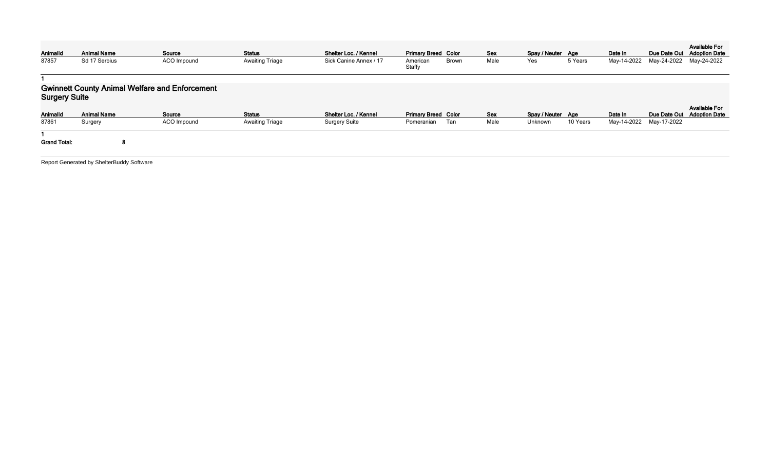| AnimalId | Animal Name | Source | Status | Shelter Loc. / Kennel | Primary Breed | Color | Sex | Spay / Neuter | Age | Date In | Due Date Out | Available For Adoption Date |
|---|---|---|---|---|---|---|---|---|---|---|---|---|
| 87857 | Sd 17 Serbius | ACO Impound | Awaiting Triage | Sick Canine Annex / 17 | American Staffy | Brown | Male | Yes | 5 Years | May-14-2022 | May-24-2022 | May-24-2022 |

1

## Gwinnett County Animal Welfare and Enforcement
## Surgery Suite

| AnimalId | Animal Name | Source | Status | Shelter Loc. / Kennel | Primary Breed | Color | Sex | Spay / Neuter | Age | Date In | Due Date Out | Available For Adoption Date |
|---|---|---|---|---|---|---|---|---|---|---|---|---|
| 87861 | Surgery | ACO Impound | Awaiting Triage | Surgery Suite | Pomeranian | Tan | Male | Unknown | 10 Years | May-14-2022 | May-17-2022 | |

1

**Grand Total:** 8

Report Generated by ShelterBuddy Software